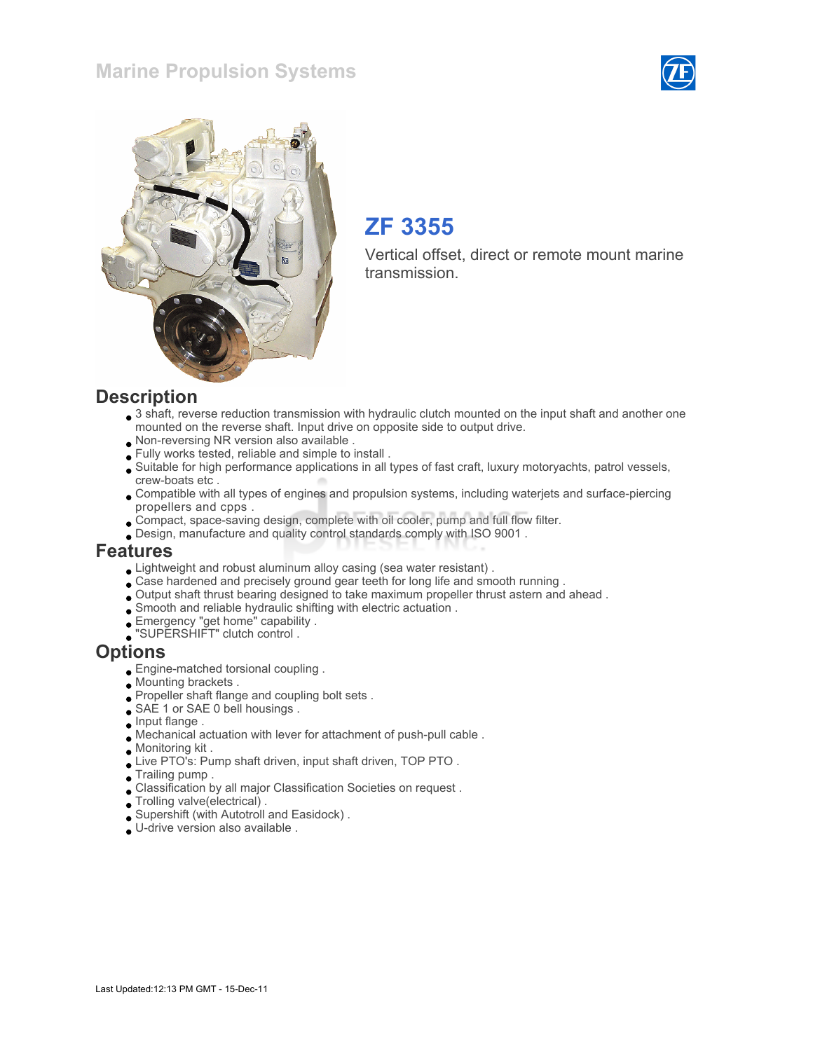# Marine Propulsion Systems

## ZF 3355

Vertical offset, direct or remote mount marine transmission.

## Description

- 3 shaft, reverse reduction transmission with hydraulic clutch mounted on the input shaft and another one mounted on the reverse shaft. Input drive on opposite side to output drive.
- Non-reversing NR version also available .
- Fully works tested, reliable and simple to install .
- Suitable for high performance applications in all types of fast craft, luxury motoryachts, patrol vessels, crew-boats etc .
- Compatible with all types of engines and propulsion systems, including waterjets and surface-piercing propellers and cpps .
- Compact, space-saving design, complete with oil cooler, pump and full flow filter.
- Design, manufacture and quality control standards comply with ISO 9001 .

## Features

- Lightweight and robust aluminum alloy casing (sea water resistant) .
- Case hardened and precisely ground gear teeth for long life and smooth running .
- Output shaft thrust bearing designed to take maximum propeller thrust astern and ahead .
- Smooth and reliable hydraulic shifting with electric actuation .
- Emergency "get home" capability .
- "SUPERSHIFT" clutch control .

## Options

- Engine-matched torsional coupling .
- Mounting brackets .
- Propeller shaft flange and coupling bolt sets .
- SAE 1 or SAE 0 bell housings .
- Input flange .
- Mechanical actuation with lever for attachment of push-pull cable .
- Monitoring kit .
- Live PTO's: Pump shaft driven, input shaft driven, TOP PTO .
- Trailing pump .
- Classification by all major Classification Societies on request .
- Trolling valve(electrical) .
- Supershift (with Autotroll and Easidock) .
- U-drive version also available .

Last Updated:12:13 PM GMT - 15-Dec-11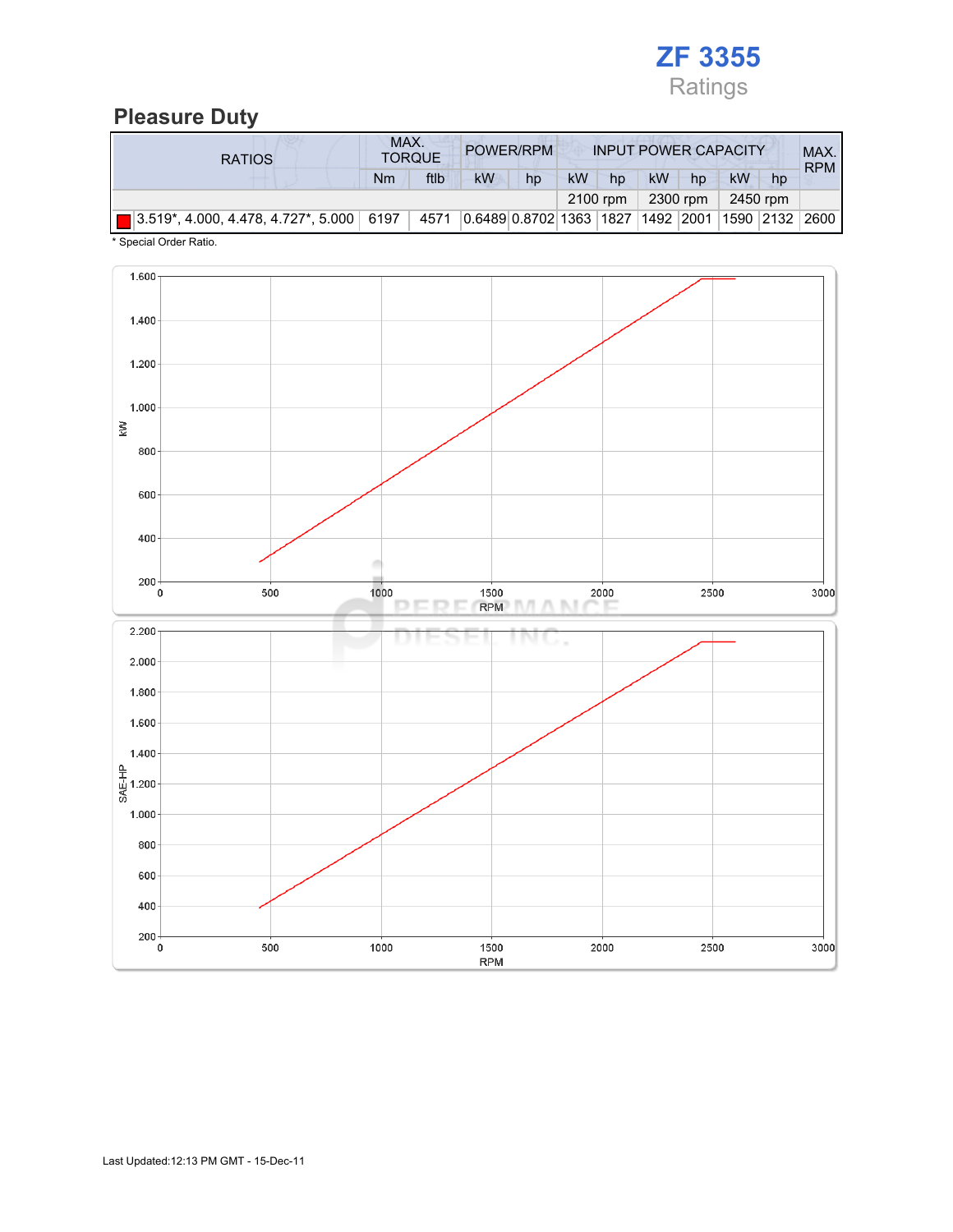# ZF 3355

Ratings

## Pleasure Duty

| RATIOS | MAX. TORQUE | | POWER/RPM | | INPUT POWER CAPACITY | | | | | | MAX. RPM |
|---|---|---|---|---|---|---|---|---|---|---|---|
| | Nm | ftlb | kW | hp | kW | hp | kW | hp | kW | hp | |
| | | | | | 2100 rpm | | 2300 rpm | | 2450 rpm | | |
| 3.519*, 4.000, 4.478, 4.727*, 5.000 | 6197 | 4571 | 0.6489 | 0.8702 | 1363 | 1827 | 1492 | 2001 | 1590 | 2132 | 2600 |

* Special Order Ratio.

Last Updated:12:13 PM GMT - 15-Dec-11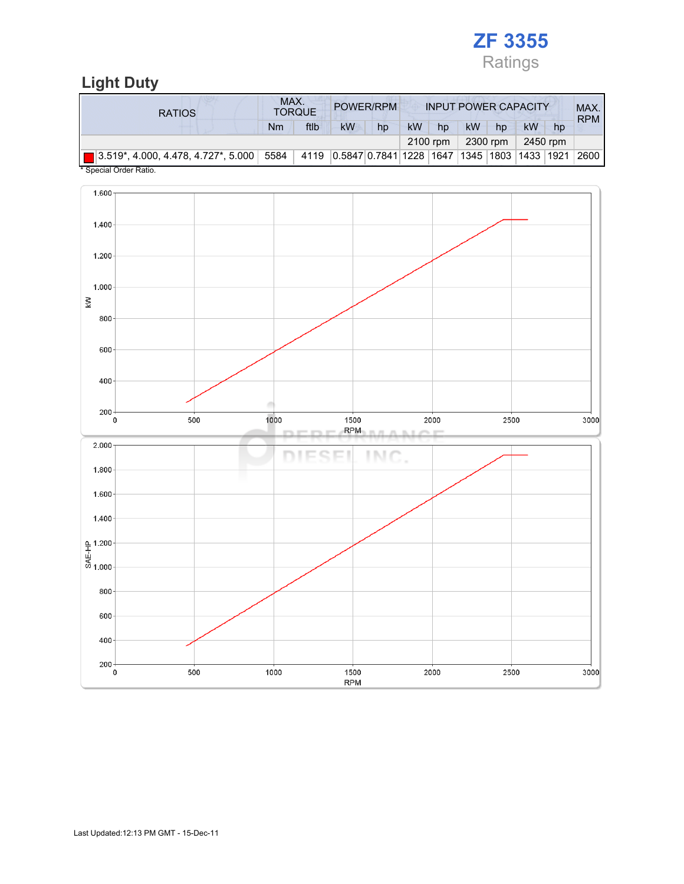# ZF 3355

Ratings

## Light Duty

| RATIOS | MAX. TORQUE | | POWER/RPM | | INPUT POWER CAPACITY | | | | | | MAX. RPM |
|---|---|---|---|---|---|---|---|---|---|---|---|
| | Nm | ftlb | kW | hp | kW | hp | kW | hp | kW | hp | |
| | | | | | 2100 rpm | | 2300 rpm | | 2450 rpm | | |
| 3.519*, 4.000, 4.478, 4.727*, 5.000 | 5584 | 4119 | 0.5847 | 0.7841 | 1228 | 1647 | 1345 | 1803 | 1433 | 1921 | 2600 |

* Special Order Ratio.

Last Updated:12:13 PM GMT - 15-Dec-11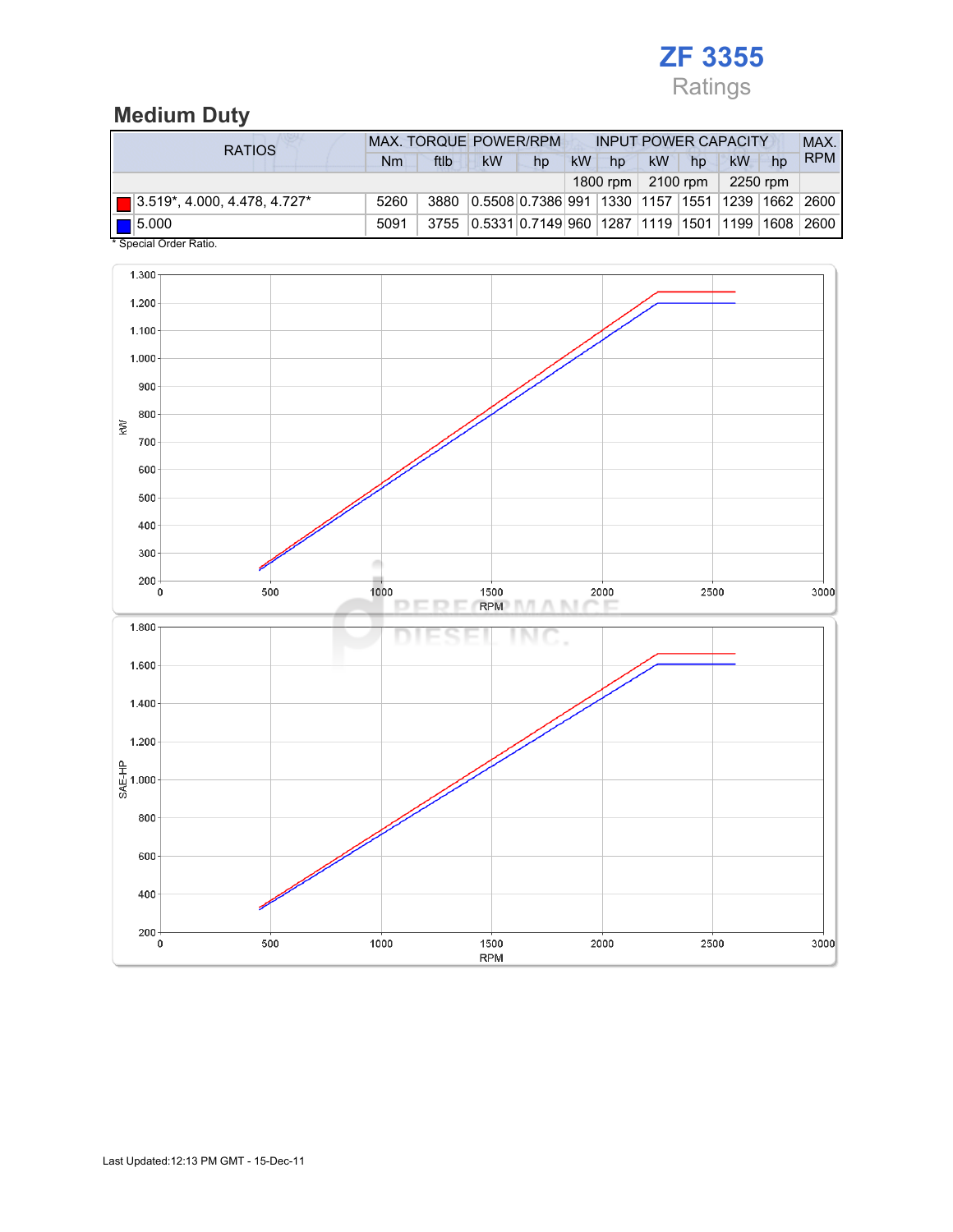# ZF 3355

Ratings

## Medium Duty

| RATIOS | MAX. TORQUE | | POWER/RPM | | INPUT POWER CAPACITY | | | | | | MAX. RPM |
|---|---|---|---|---|---|---|---|---|---|---|---|
| | Nm | ftlb | kW | hp | kW | hp | kW | hp | kW | hp | |
| | | | | | 1800 rpm | | 2100 rpm | | 2250 rpm | | |
| 3.519*, 4.000, 4.478, 4.727* | 5260 | 3880 | 0.5508 | 0.7386 | 991 | 1330 | 1157 | 1551 | 1239 | 1662 | 2600 |
| 5.000 | 5091 | 3755 | 0.5331 | 0.7149 | 960 | 1287 | 1119 | 1501 | 1199 | 1608 | 2600 |

\* Special Order Ratio.

Last Updated:12:13 PM GMT - 15-Dec-11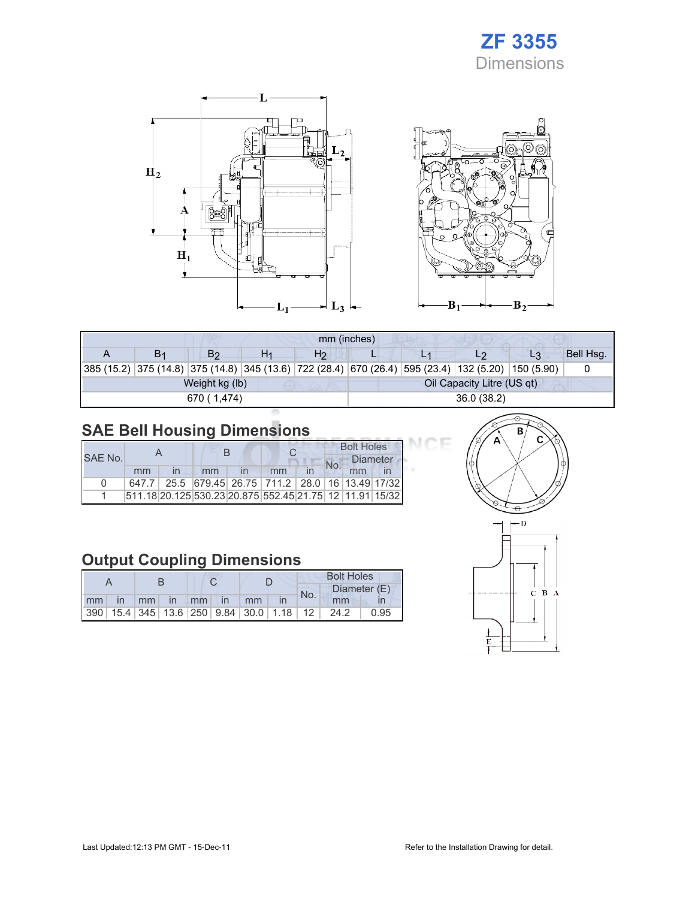# ZF 3355

## Dimensions

| mm (inches) | | | | | | | | | |
|---|---|---|---|---|---|---|---|---|---|
| A | $B_1$ | $B_2$ | $H_1$ | $H_2$ | L | $L_1$ | $L_2$ | $L_3$ | Bell Hsg. |
| 385 (15.2) | 375 (14.8) | 375 (14.8) | 345 (13.6) | 722 (28.4) | 670 (26.4) | 595 (23.4) | 132 (5.20) | 150 (5.90) | 0 |
| Weight kg (lb) | | | | | Oil Capacity Litre (US qt) | | | | |
| 670 ( 1,474) | | | | | 36.0 (38.2) | | | | |

## SAE Bell Housing Dimensions

| SAE No. | A | | B | | C | | Bolt Holes | | |
|---|---|---|---|---|---|---|---|---|---|
| | | | | | | | No. | Diameter | |
| | mm | in | mm | in | mm | in | | mm | in |
| 0 | 647.7 | 25.5 | 679.45 | 26.75 | 711.2 | 28.0 | 16 | 13.49 | 17/32 |
| 1 | 511.18 | 20.125 | 530.23 | 20.875 | 552.45 | 21.75 | 12 | 11.91 | 15/32 |

## Output Coupling Dimensions

| A | | B | | C | | D | | Bolt Holes | | |
|---|---|---|---|---|---|---|---|---|---|---|
| | | | | | | | | No. | Diameter (E) | |
| mm | in | mm | in | mm | in | mm | in | | mm | in |
| 390 | 15.4 | 345 | 13.6 | 250 | 9.84 | 30.0 | 1.18 | 12 | 24.2 | 0.95 |

Last Updated:12:13 PM GMT - 15-Dec-11

Refer to the Installation Drawing for detail.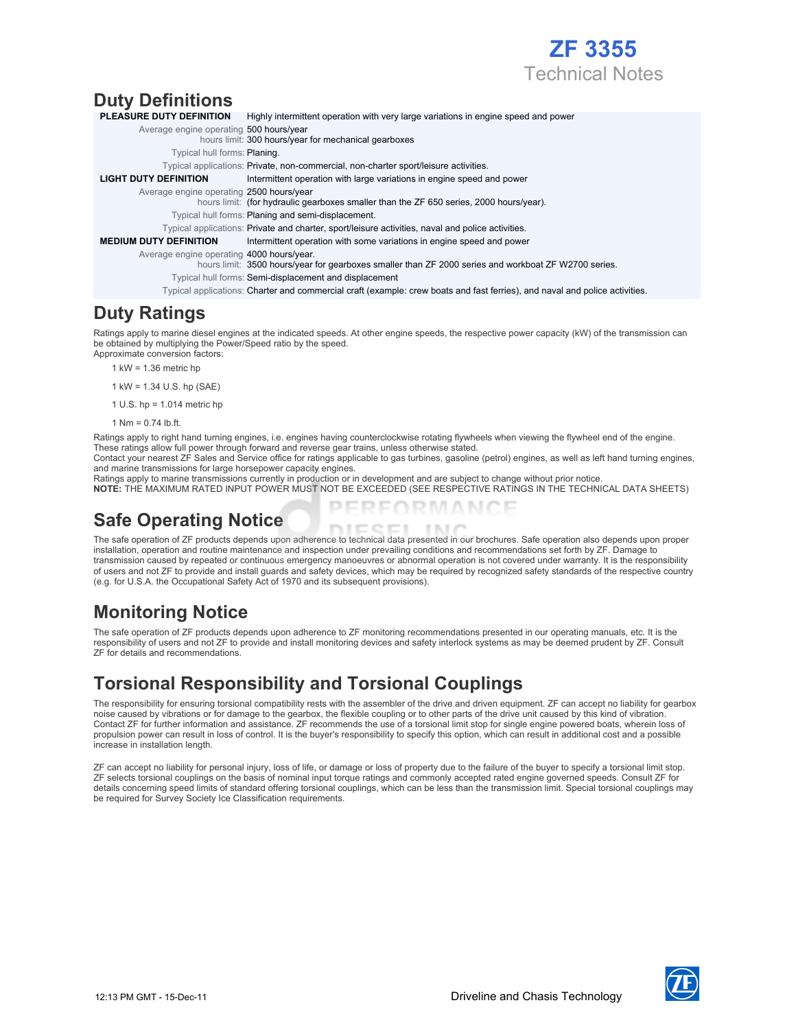# ZF 3355

Technical Notes

## Duty Definitions

| | |
|---|---|
| **PLEASURE DUTY DEFINITION** | Highly intermittent operation with very large variations in engine speed and power |
| Average engine operating hours limit: | 500 hours/year<br>300 hours/year for mechanical gearboxes |
| Typical hull forms: | Planing. |
| Typical applications: | Private, non-commercial, non-charter sport/leisure activities. |
| **LIGHT DUTY DEFINITION** | Intermittent operation with large variations in engine speed and power |
| Average engine operating hours limit: | 2500 hours/year<br>(for hydraulic gearboxes smaller than the ZF 650 series, 2000 hours/year). |
| Typical hull forms: | Planing and semi-displacement. |
| Typical applications: | Private and charter, sport/leisure activities, naval and police activities. |
| **MEDIUM DUTY DEFINITION** | Intermittent operation with some variations in engine speed and power |
| Average engine operating hours limit: | 4000 hours/year.<br>3500 hours/year for gearboxes smaller than ZF 2000 series and workboat ZF W2700 series. |
| Typical hull forms: | Semi-displacement and displacement |
| Typical applications: | Charter and commercial craft (example: crew boats and fast ferries), and naval and police activities. |

## Duty Ratings

Ratings apply to marine diesel engines at the indicated speeds. At other engine speeds, the respective power capacity (kW) of the transmission can be obtained by multiplying the Power/Speed ratio by the speed.
Approximate conversion factors:

1 kW = 1.36 metric hp

1 kW = 1.34 U.S. hp (SAE)

1 U.S. hp = 1.014 metric hp

1 Nm = 0.74 lb.ft.

Ratings apply to right hand turning engines, i.e. engines having counterclockwise rotating flywheels when viewing the flywheel end of the engine. These ratings allow full power through forward and reverse gear trains, unless otherwise stated.
Contact your nearest ZF Sales and Service office for ratings applicable to gas turbines, gasoline (petrol) engines, as well as left hand turning engines, and marine transmissions for large horsepower capacity engines.
Ratings apply to marine transmissions currently in production or in development and are subject to change without prior notice.
**NOTE:** THE MAXIMUM RATED INPUT POWER MUST NOT BE EXCEEDED (SEE RESPECTIVE RATINGS IN THE TECHNICAL DATA SHEETS)

## Safe Operating Notice

The safe operation of ZF products depends upon adherence to technical data presented in our brochures. Safe operation also depends upon proper installation, operation and routine maintenance and inspection under prevailing conditions and recommendations set forth by ZF. Damage to transmission caused by repeated or continuous emergency manoeuvres or abnormal operation is not covered under warranty. It is the responsibility of users and not ZF to provide and install guards and safety devices, which may be required by recognized safety standards of the respective country (e.g. for U.S.A. the Occupational Safety Act of 1970 and its subsequent provisions).

## Monitoring Notice

The safe operation of ZF products depends upon adherence to ZF monitoring recommendations presented in our operating manuals, etc. It is the responsibility of users and not ZF to provide and install monitoring devices and safety interlock systems as may be deemed prudent by ZF. Consult ZF for details and recommendations.

## Torsional Responsibility and Torsional Couplings

The responsibility for ensuring torsional compatibility rests with the assembler of the drive and driven equipment. ZF can accept no liability for gearbox noise caused by vibrations or for damage to the gearbox, the flexible coupling or to other parts of the drive unit caused by this kind of vibration. Contact ZF for further information and assistance. ZF recommends the use of a torsional limit stop for single engine powered boats, wherein loss of propulsion power can result in loss of control. It is the buyer's responsibility to specify this option, which can result in additional cost and a possible increase in installation length.

ZF can accept no liability for personal injury, loss of life, or damage or loss of property due to the failure of the buyer to specify a torsional limit stop. ZF selects torsional couplings on the basis of nominal input torque ratings and commonly accepted rated engine governed speeds. Consult ZF for details concerning speed limits of standard offering torsional couplings, which can be less than the transmission limit. Special torsional couplings may be required for Survey Society Ice Classification requirements.